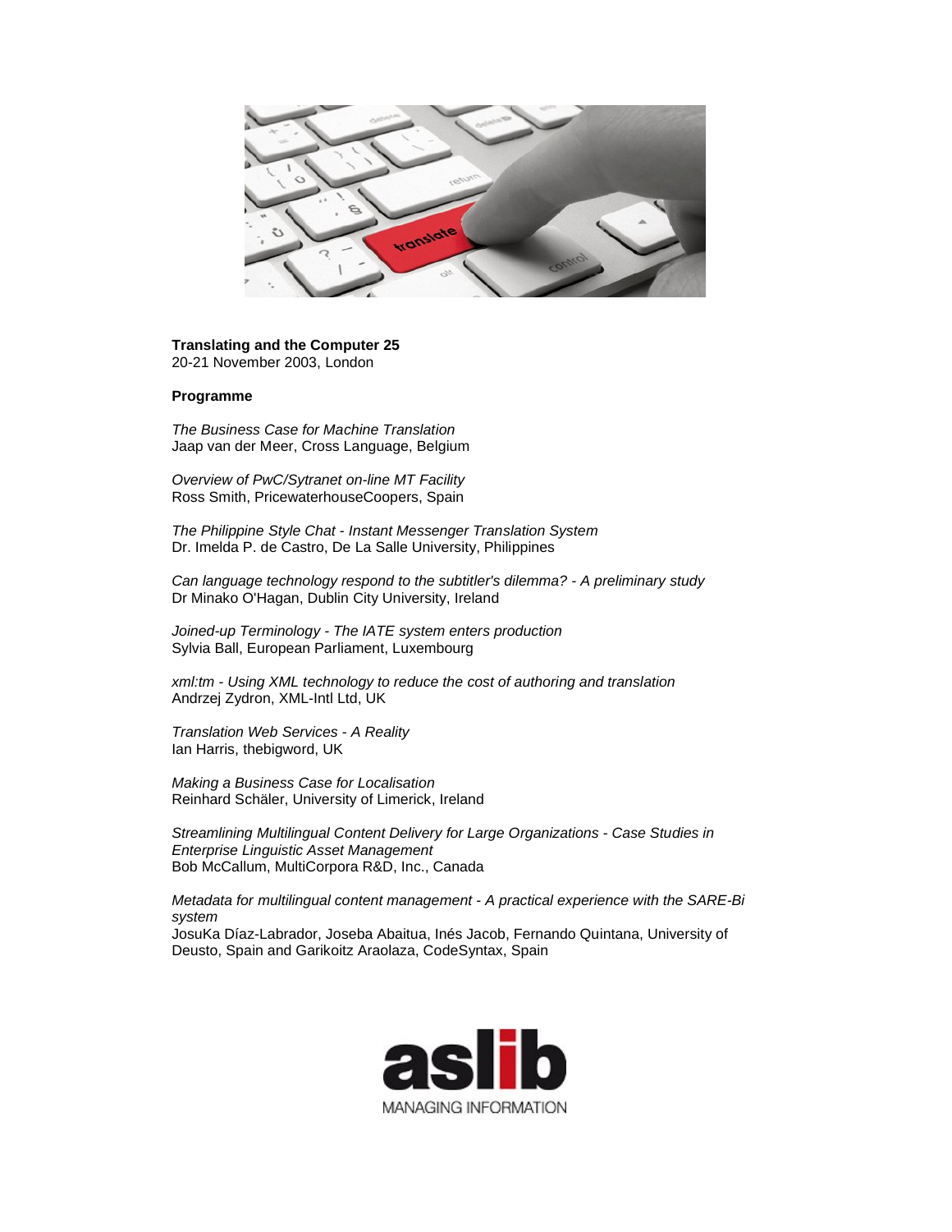**Translating and the Computer 25**
20-21 November 2003, London

**Programme**

*The Business Case for Machine Translation*
Jaap van der Meer, Cross Language, Belgium

*Overview of PwC/Sytranet on-line MT Facility*
Ross Smith, PricewaterhouseCoopers, Spain

*The Philippine Style Chat - Instant Messenger Translation System*
Dr. Imelda P. de Castro, De La Salle University, Philippines

*Can language technology respond to the subtitler's dilemma? - A preliminary study*
Dr Minako O'Hagan, Dublin City University, Ireland

*Joined-up Terminology - The IATE system enters production*
Sylvia Ball, European Parliament, Luxembourg

*xml:tm - Using XML technology to reduce the cost of authoring and translation*
Andrzej Zydron, XML-Intl Ltd, UK

*Translation Web Services - A Reality*
Ian Harris, thebigword, UK

*Making a Business Case for Localisation*
Reinhard Schäler, University of Limerick, Ireland

*Streamlining Multilingual Content Delivery for Large Organizations - Case Studies in Enterprise Linguistic Asset Management*
Bob McCallum, MultiCorpora R&D, Inc., Canada

*Metadata for multilingual content management - A practical experience with the SARE-Bi system*
JosuKa Díaz-Labrador, Joseba Abaitua, Inés Jacob, Fernando Quintana, University of Deusto, Spain and Garikoitz Araolaza, CodeSyntax, Spain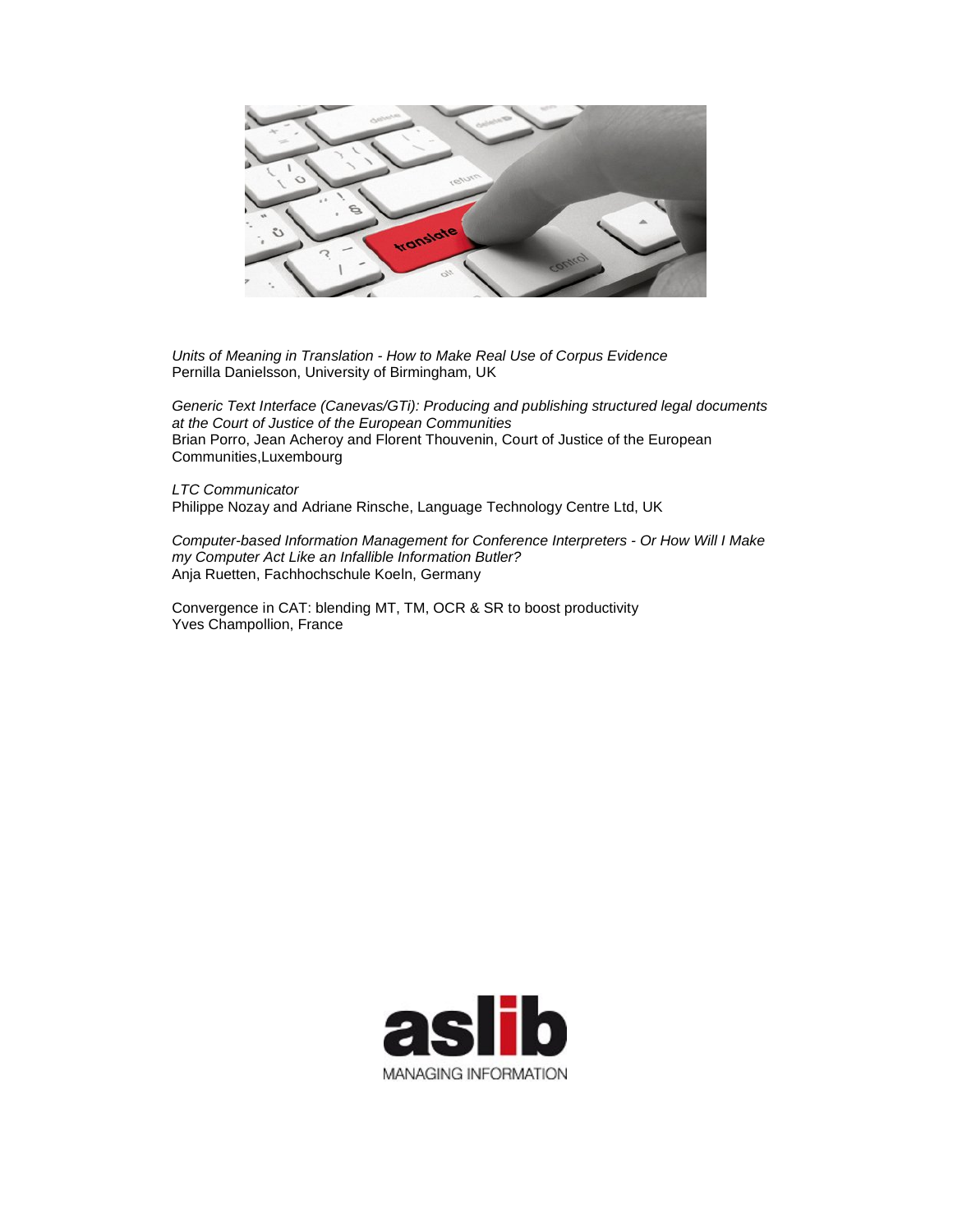*Units of Meaning in Translation - How to Make Real Use of Corpus Evidence*
Pernilla Danielsson, University of Birmingham, UK

*Generic Text Interface (Canevas/GTi): Producing and publishing structured legal documents at the Court of Justice of the European Communities*
Brian Porro, Jean Acheroy and Florent Thouvenin, Court of Justice of the European Communities,Luxembourg

*LTC Communicator*
Philippe Nozay and Adriane Rinsche, Language Technology Centre Ltd, UK

*Computer-based Information Management for Conference Interpreters - Or How Will I Make my Computer Act Like an Infallible Information Butler?*
Anja Ruetten, Fachhochschule Koeln, Germany

Convergence in CAT: blending MT, TM, OCR & SR to boost productivity
Yves Champollion, France

aslib
MANAGING INFORMATION